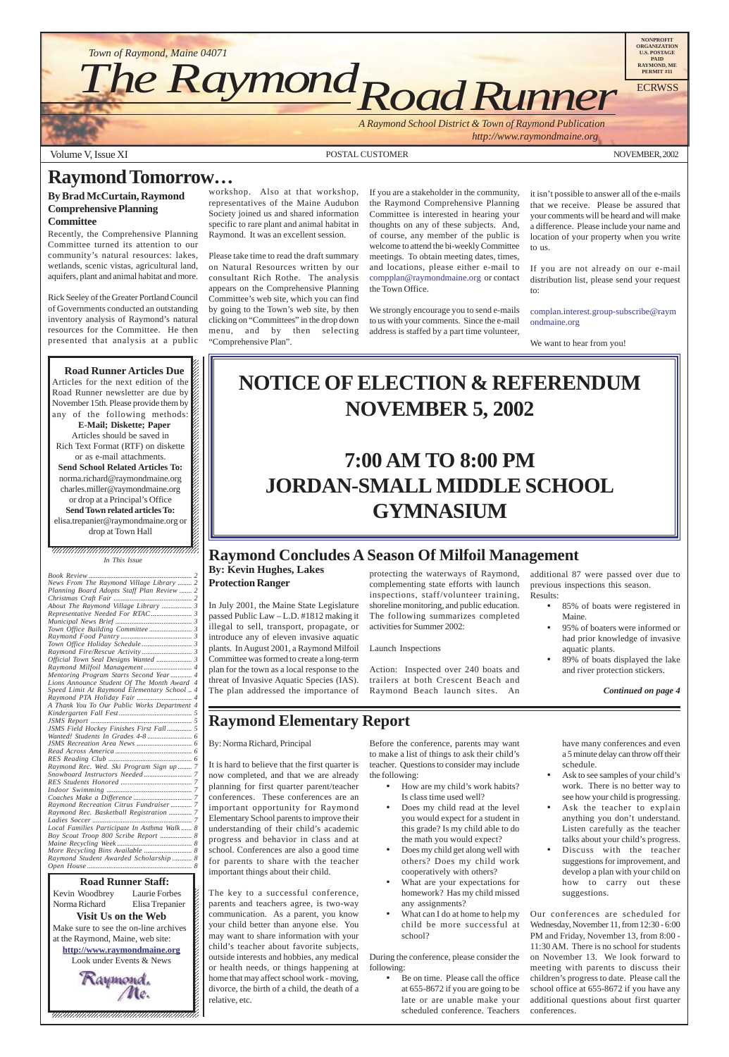Town of Raymond, Maine 04071

# The Raymond Road Runner

NONPROFIT ORGANIZATION U.S. POSTAGE PAID RAYMOND, ME PERMIT #11

ECRWSS

*A Raymond School District & Town of Raymond Publication*
*http://www.raymondmaine.org*

Volume V, Issue XI — POSTAL CUSTOMER — NOVEMBER, 2002

## Raymond Tomorrow…

**By Brad McCurtain, Raymond Comprehensive Planning Committee**

Recently, the Comprehensive Planning Committee turned its attention to our community's natural resources: lakes, wetlands, scenic vistas, agricultural land, aquifers, plant and animal habitat and more.

Rick Seeley of the Greater Portland Council of Governments conducted an outstanding inventory analysis of Raymond's natural resources for the Committee. He then presented that analysis at a public workshop. Also at that workshop, representatives of the Maine Audubon Society joined us and shared information specific to rare plant and animal habitat in Raymond. It was an excellent session.

Please take time to read the draft summary on Natural Resources written by our consultant Rich Rothe. The analysis appears on the Comprehensive Planning Committee's web site, which you can find by going to the Town's web site, by then clicking on "Committees" in the drop down menu, and by then selecting "Comprehensive Plan".

If you are a stakeholder in the community, the Raymond Comprehensive Planning Committee is interested in hearing your thoughts on any of these subjects. And, of course, any member of the public is welcome to attend the bi-weekly Committee meetings. To obtain meeting dates, times, and locations, please either e-mail to compplan@raymondmaine.org or contact the Town Office.

We strongly encourage you to send e-mails to us with your comments. Since the e-mail address is staffed by a part time volunteer, it isn't possible to answer all of the e-mails that we receive. Please be assured that your comments will be heard and will make a difference. Please include your name and location of your property when you write to us.

If you are not already on our e-mail distribution list, please send your request to:

complan.interest.group-subscribe@raymondmaine.org

We want to hear from you!

---

**Road Runner Articles Due**

Articles for the next edition of the Road Runner newsletter are due by November 15th. Please provide them by any of the following methods:

**E-Mail; Diskette; Paper**

Articles should be saved in Rich Text Format (RTF) on diskette or as e-mail attachments.

**Send School Related Articles To:**
norma.richard@raymondmaine.org
charles.miller@raymondmaine.org
or drop at a Principal's Office

**Send Town related articles To:**
elisa.trepanier@raymondmaine.org or drop at Town Hall

---

*In This Issue*

| | |
|---|---|
| Book Review | 2 |
| News From The Raymond Village Library | 2 |
| Planning Board Adopts Staff Plan Review | 2 |
| Christmas Craft Fair | 2 |
| About The Raymond Village Library | 3 |
| Representative Needed For RTAC | 3 |
| Municipal News Brief | 3 |
| Town Office Building Committee | 3 |
| Raymond Food Pantry | 3 |
| Town Office Holiday Schedule | 3 |
| Raymond Fire/Rescue Activity | 3 |
| Official Town Seal Designs Wanted | 3 |
| Raymond Milfoil Management | 4 |
| Mentoring Program Starts Second Year | 4 |
| Lions Announce Student Of The Month Award | 4 |
| Speed Limit At Raymond Elementary School | 4 |
| Raymond PTA Holiday Fair | 4 |
| A Thank You To Our Public Works Department | 4 |
| Kindergarten Fall Fest | 5 |
| JSMS Report | 5 |
| JSMS Field Hockey Finishes First Fall | 5 |
| Wanted! Students In Grades 4-8 | 6 |
| JSMS Recreation Area News | 6 |
| Read Across America | 6 |
| RES Reading Club | 6 |
| Raymond Rec. Wed. Ski Program Sign up | 7 |
| Snowboard Instructors Needed | 7 |
| RES Teachers Honored | 7 |
| Indoor Swimming | 7 |
| Coaches Make a Difference | 7 |
| Raymond Recreation Citrus Fundraiser | 7 |
| Raymond Rec. Basketball Registration | 7 |
| Ladies Soccer | 7 |
| Local Families Participate In Asthma Walk | 8 |
| Boy Scout Troop 800 Scribe Report | 8 |
| Maine Recycling Week | 8 |
| More Recycling Bins Available | 8 |
| Raymond Student Awarded Scholarship | 8 |
| Open House | 8 |

**Road Runner Staff:**

| | |
|---|---|
| Kevin Woodbrey | Laurie Forbes |
| Norma Richard | Elisa Trepanier |

**Visit Us on the Web**

Make sure to see the on-line archives at the Raymond, Maine, web site:

**http://www.raymondmaine.org**

Look under Events & News

Raymond, Me.

---

# NOTICE OF ELECTION & REFERENDUM NOVEMBER 5, 2002

# 7:00 AM TO 8:00 PM JORDAN-SMALL MIDDLE SCHOOL GYMNASIUM

---

## Raymond Concludes A Season Of Milfoil Management

**By: Kevin Hughes, Lakes Protection Ranger**

In July 2001, the Maine State Legislature passed Public Law – L.D. #1812 making it illegal to sell, transport, propagate, or introduce any of eleven invasive aquatic plants. In August 2001, a Raymond Milfoil Committee was formed to create a long-term plan for the town as a local response to the threat of Invasive Aquatic Species (IAS). The plan addressed the importance of protecting the waterways of Raymond, complementing state efforts with launch inspections, staff/volunteer training, shoreline monitoring, and public education. The following summarizes completed activities for Summer 2002:

Launch Inspections

Action: Inspected over 240 boats and trailers at both Crescent Beach and Raymond Beach launch sites. An additional 87 were passed over due to previous inspections this season.

Results:

- 85% of boats were registered in Maine.
- 95% of boaters were informed or had prior knowledge of invasive aquatic plants.
- 89% of boats displayed the lake and river protection stickers.

*Continued on page 4*

---

## Raymond Elementary Report

By: Norma Richard, Principal

It is hard to believe that the first quarter is now completed, and that we are already planning for first quarter parent/teacher conferences. These conferences are an important opportunity for Raymond Elementary School parents to improve their understanding of their child's academic progress and behavior in class and at school. Conferences are also a good time for parents to share with the teacher important things about their child.

The key to a successful conference, parents and teachers agree, is two-way communication. As a parent, you know your child better than anyone else. You may want to share information with your child's teacher about favorite subjects, outside interests and hobbies, any medical or health needs, or things happening at home that may affect school work - moving, divorce, the birth of a child, the death of a relative, etc.

Before the conference, parents may want to make a list of things to ask their child's teacher. Questions to consider may include the following:

- How are my child's work habits? Is class time used well?
- Does my child read at the level you would expect for a student in this grade? Is my child able to do the math you would expect?
- Does my child get along well with others? Does my child work cooperatively with others?
- What are your expectations for homework? Has my child missed any assignments?
- What can I do at home to help my child be more successful at school?

During the conference, please consider the following:

- Be on time. Please call the office at 655-8672 if you are going to be late or are unable make your scheduled conference. Teachers have many conferences and even a 5 minute delay can throw off their schedule.
- Ask to see samples of your child's work. There is no better way to see how your child is progressing.
- Ask the teacher to explain anything you don't understand. Listen carefully as the teacher talks about your child's progress.
- Discuss with the teacher suggestions for improvement, and develop a plan with your child on how to carry out these suggestions.

Our conferences are scheduled for Wednesday, November 11, from 12:30 - 6:00 PM and Friday, November 13, from 8:00 - 11:30 AM. There is no school for students on November 13. We look forward to meeting with parents to discuss their children's progress to date. Please call the school office at 655-8672 if you have any additional questions about first quarter conferences.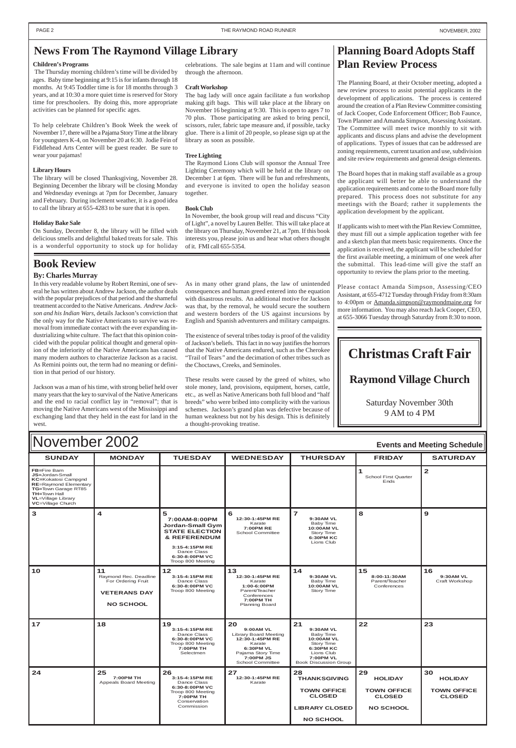## News From The Raymond Village Library

### Children's Programs

The Thursday morning children's time will be divided by ages. Baby time beginning at 9:15 is for infants through 18 months. At 9:45 Toddler time is for 18 months through 3 years, and at 10:30 a more quiet time is reserved for Story time for preschoolers. By doing this, more appropriate activities can be planned for specific ages.

To help celebrate Children's Book Week the week of November 17, there will be a Pajama Story Time at the library for youngsters K-4, on November 20 at 6:30. Jodie Fein of Fiddlehead Arts Center will be guest reader. Be sure to wear your pajamas!

### Library Hours

The library will be closed Thanksgiving, November 28. Beginning December the library will be closing Monday and Wednesday evenings at 7pm for December, January and February. During inclement weather, it is a good idea to call the library at 655-4283 to be sure that it is open.

### Holiday Bake Sale

On Sunday, December 8, the library will be filled with delicious smells and delightful baked treats for sale. This is a wonderful opportunity to stock up for holiday celebrations. The sale begins at 11am and will continue through the afternoon.

### Craft Workshop

The bag lady will once again facilitate a fun workshop making gift bags. This will take place at the library on November 16 beginning at 9:30. This is open to ages 7 to 70 plus. Those participating are asked to bring pencil, scissors, ruler, fabric tape measure and, if possible, tacky glue. There is a limit of 20 people, so please sign up at the library as soon as possible.

### Tree Lighting

The Raymond Lions Club will sponsor the Annual Tree Lighting Ceremony which will be held at the library on December 1 at 6pm. There will be fun and refreshments, and everyone is invited to open the holiday season together.

### Book Club

In November, the book group will read and discuss "City of Light", a novel by Lauren Belfer. This will take place at the library on Thursday, November 21, at 7pm. If this book interests you, please join us and hear what others thought of it. FMI call 655-5354.

## Book Review

### By: Charles Murray

In this very readable volume by Robert Remini, one of several he has written about Andrew Jackson, the author deals with the popular prejudices of that period and the shameful treatment accorded to the Native Americans. *Andrew Jackson and his Indian Wars*, details Jackson's conviction that the only way for the Native Americans to survive was removal from immediate contact with the ever expanding industrializing white culture. The fact that this opinion coincided with the popular political thought and general opinion of the inferiority of the Native Americans has caused many modern authors to characterize Jackson as a racist. As Remini points out, the term had no meaning or definition in that period of our history.

Jackson was a man of his time, with strong belief held over many years that the key to survival of the Native Americans and the end to racial conflict lay in "removal"; that is moving the Native Americans west of the Mississippi and exchanging land that they held in the east for land in the west.

As in many other grand plans, the law of unintended consequences and human greed entered into the equation with disastrous results. An additional motive for Jackson was that, by the removal, he would secure the southern and western borders of the US against incursions by English and Spanish adventurers and military campaigns.

The existence of several tribes today is proof of the validity of Jackson's beliefs. This fact in no way justifies the horrors that the Native Americans endured, such as the Cherokee "Trail of Tears" and the decimation of other tribes such as the Choctaws, Creeks, and Seminoles.

These results were caused by the greed of whites, who stole money, land, provisions, equipment, horses, cattle, etc., as well as Native Americans both full blood and "half breeds" who were bribed into complicity with the various schemes. Jackson's grand plan was defective because of human weakness but not by his design. This is definitely a thought-provoking treatise.

## Planning Board Adopts Staff Plan Review Process

The Planning Board, at their October meeting, adopted a new review process to assist potential applicants in the development of applications. The process is centered around the creation of a Plan Review Committee consisting of Jack Cooper, Code Enforcement Officer; Bob Faunce, Town Planner and Amanda Simpson, Assessing Assistant. The Committee will meet twice monthly to sit with applicants and discuss plans and advise the development of applications. Types of issues that can be addressed are zoning requirements, current taxation and use, subdivision and site review requirements and general design elements.

The Board hopes that in making staff available as a group the applicant will better be able to understand the application requirements and come to the Board more fully prepared. This process does not substitute for any meetings with the Board; rather it supplements the application development by the applicant.

If applicants wish to meet with the Plan Review Committee, they must fill out a simple application together with fee and a sketch plan that meets basic requirements. Once the application is received, the applicant will be scheduled for the first available meeting, a minimum of one week after the submittal. This lead-time will give the staff an opportunity to review the plans prior to the meeting.

Please contact Amanda Simpson, Assessing/CEO Assistant, at 655-4712 Tuesday through Friday from 8:30am to 4:00pm or Amanda.simpson@raymondmaine.org for more information. You may also reach Jack Cooper, CEO, at 655-3066 Tuesday through Saturday from 8:30 to noon.

## Christmas Craft Fair

### Raymond Village Church

Saturday November 30th
9 AM to 4 PM

## November 2002

**Events and Meeting Schedule**

| SUNDAY | MONDAY | TUESDAY | WEDNESDAY | THURSDAY | FRIDAY | SATURDAY |
|---|---|---|---|---|---|---|
| **FB**=Fire Barn<br>**JS**=Jordan-Small<br>**KC**=Kokatosi Campgnd<br>**RE**=Raymond Elementary<br>**TG**=Town Garage RT85<br>**TH**=Town Hall<br>**VL**=Village Library<br>**VC**=Village Church | | | | | **1**<br>School First Quarter Ends | **2** |
| **3** | **4** | **5**<br>**7:00AM-8:00PM Jordan-Small Gym STATE ELECTION & REFERENDUM**<br>**3:15-4:15PM RE** Dance Class<br>**6:30-8:00PM VC** Troop 800 Meeting | **6**<br>**12:30-1:45PM RE** Karate<br>**7:00PM RE** School Committee | **7**<br>**9:30AM VL** Baby Time<br>**10:00AM VL** Story Time<br>**6:30PM KC** Lions Club | **8** | **9** |
| **10** | **11**<br>Raymond Rec. Deadline For Ordering Fruit<br>**VETERANS DAY**<br>**NO SCHOOL** | **12**<br>**3:15-4:15PM RE** Dance Class<br>**6:30-8:00PM VC** Troop 800 Meeting | **13**<br>**12:30-1:45PM RE** Karate<br>**1:00-6:00PM** Parent/Teacher Conferences<br>**7:00PM TH** Planning Board | **14**<br>**9:30AM VL** Baby Time<br>**10:00AM VL** Story Time | **15**<br>**8:00-11:30AM** Parent/Teacher Conferences | **16**<br>**9:30AM VL** Craft Workshop |
| **17** | **18** | **19**<br>**3:15-4:15PM RE** Dance Class<br>**6:30-8:00PM VC** Troop 800 Meeting<br>**7:00PM TH** Selectmen | **20**<br>**9:00AM VL** Library Board Meeting<br>**12:30-1:45PM RE** Karate<br>**6:30PM VL** Pajama Story Time<br>**7:00PM JS** School Committee | **21**<br>**9:30AM VL** Baby Time<br>**10:00AM VL** Story Time<br>**6:30PM KC** Lions Club<br>**7:00PM VL** Book Discussion Group | **22** | **23** |
| **24** | **25**<br>**7:00PM TH** Appeals Board Meeting | **26**<br>**3:15-4:15PM RE** Dance Class<br>**6:30-8:00PM VC** Troop 800 Meeting<br>**7:00PM TH** Conservation Commission | **27**<br>**12:30-1:45PM RE** Karate | **28**<br>**THANKSGIVING**<br>**TOWN OFFICE CLOSED**<br>**LIBRARY CLOSED**<br>**NO SCHOOL** | **29**<br>**HOLIDAY**<br>**TOWN OFFICE CLOSED**<br>**NO SCHOOL** | **30**<br>**HOLIDAY**<br>**TOWN OFFICE CLOSED** |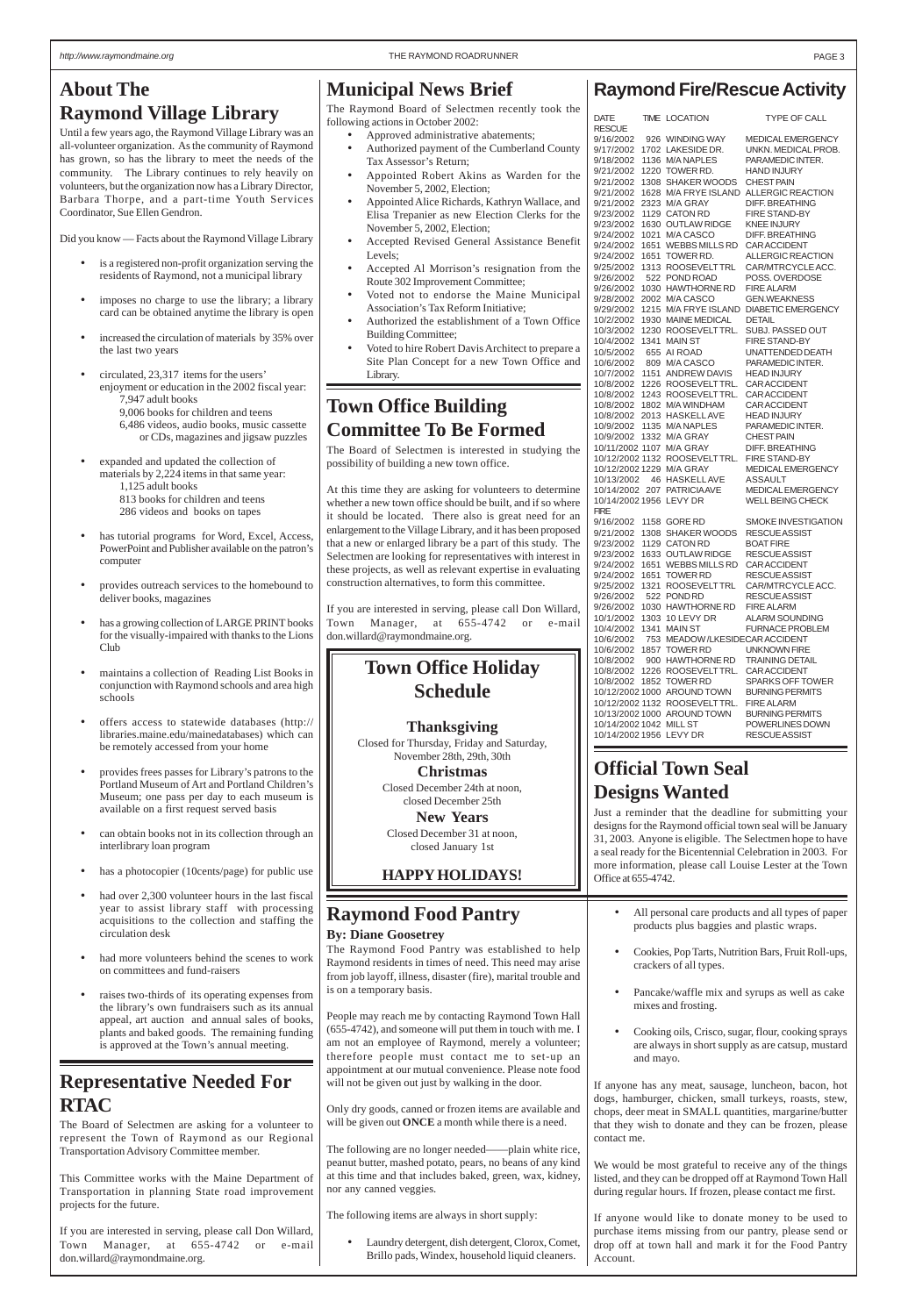# About The Raymond Village Library

Until a few years ago, the Raymond Village Library was an all-volunteer organization. As the community of Raymond has grown, so has the library to meet the needs of the community. The Library continues to rely heavily on volunteers, but the organization now has a Library Director, Barbara Thorpe, and a part-time Youth Services Coordinator, Sue Ellen Gendron.

Did you know — Facts about the Raymond Village Library

- is a registered non-profit organization serving the residents of Raymond, not a municipal library
- imposes no charge to use the library; a library card can be obtained anytime the library is open
- increased the circulation of materials by 35% over the last two years
- circulated, 23,317 items for the users' enjoyment or education in the 2002 fiscal year:
  - 7,947 adult books
  - 9,006 books for children and teens
  - 6,486 videos, audio books, music cassette or CDs, magazines and jigsaw puzzles
- expanded and updated the collection of materials by 2,224 items in that same year:
  - 1,125 adult books
  - 813 books for children and teens
  - 286 videos and books on tapes
- has tutorial programs for Word, Excel, Access, PowerPoint and Publisher available on the patron's computer
- provides outreach services to the homebound to deliver books, magazines
- has a growing collection of LARGE PRINT books for the visually-impaired with thanks to the Lions Club
- maintains a collection of Reading List Books in conjunction with Raymond schools and area high schools
- offers access to statewide databases (http://libraries.maine.edu/mainedatabases) which can be remotely accessed from your home
- provides frees passes for Library's patrons to the Portland Museum of Art and Portland Children's Museum; one pass per day to each museum is available on a first request served basis
- can obtain books not in its collection through an interlibrary loan program
- has a photocopier (10cents/page) for public use
- had over 2,300 volunteer hours in the last fiscal year to assist library staff with processing acquisitions to the collection and staffing the circulation desk
- had more volunteers behind the scenes to work on committees and fund-raisers
- raises two-thirds of its operating expenses from the library's own fundraisers such as its annual appeal, art auction and annual sales of books, plants and baked goods. The remaining funding is approved at the Town's annual meeting.

# Representative Needed For RTAC

The Board of Selectmen are asking for a volunteer to represent the Town of Raymond as our Regional Transportation Advisory Committee member.

This Committee works with the Maine Department of Transportation in planning State road improvement projects for the future.

If you are interested in serving, please call Don Willard, Town Manager, at 655-4742 or e-mail don.willard@raymondmaine.org.

# Municipal News Brief

The Raymond Board of Selectmen recently took the following actions in October 2002:

- Approved administrative abatements;
- Authorized payment of the Cumberland County Tax Assessor's Return;
- Appointed Robert Akins as Warden for the November 5, 2002, Election;
- Appointed Alice Richards, Kathryn Wallace, and Elisa Trepanier as new Election Clerks for the November 5, 2002, Election;
- Accepted Revised General Assistance Benefit Levels;
- Accepted Al Morrison's resignation from the Route 302 Improvement Committee;
- Voted not to endorse the Maine Municipal Association's Tax Reform Initiative;
- Authorized the establishment of a Town Office Building Committee;
- Voted to hire Robert Davis Architect to prepare a Site Plan Concept for a new Town Office and Library.

# Town Office Building Committee To Be Formed

The Board of Selectmen is interested in studying the possibility of building a new town office.

At this time they are asking for volunteers to determine whether a new town office should be built, and if so where it should be located. There also is great need for an enlargement to the Village Library, and it has been proposed that a new or enlarged library be a part of this study. The Selectmen are looking for representatives with interest in these projects, as well as relevant expertise in evaluating construction alternatives, to form this committee.

If you are interested in serving, please call Don Willard, Town Manager, at 655-4742 or e-mail don.willard@raymondmaine.org.

# Town Office Holiday Schedule

### Thanksgiving

Closed for Thursday, Friday and Saturday, November 28th, 29th, 30th

### Christmas

Closed December 24th at noon, closed December 25th

### New Years

Closed December 31 at noon, closed January 1st

**HAPPY HOLIDAYS!**

# Raymond Fire/Rescue Activity

| DATE | TIME | LOCATION | TYPE OF CALL |
|---|---|---|---|
| RESCUE | | | |
| 9/16/2002 | 926 | WINDING WAY | MEDICAL EMERGENCY |
| 9/17/2002 | 1702 | LAKESIDE DR. | UNKN. MEDICAL PROB. |
| 9/18/2002 | 1136 | M/A NAPLES | PARAMEDIC INTER. |
| 9/21/2002 | 1220 | TOWER RD. | HAND INJURY |
| 9/21/2002 | 1308 | SHAKER WOODS | CHEST PAIN |
| 9/21/2002 | 1628 | M/A FRYE ISLAND | ALLERGIC REACTION |
| 9/21/2002 | 2323 | M/A GRAY | DIFF. BREATHING |
| 9/23/2002 | 1129 | CATON RD | FIRE STAND-BY |
| 9/23/2002 | 1630 | OUTLAW RIDGE | KNEE INJURY |
| 9/24/2002 | 1021 | M/A CASCO | DIFF. BREATHING |
| 9/24/2002 | 1651 | WEBBS MILLS RD | CAR ACCIDENT |
| 9/24/2002 | 1651 | TOWER RD. | ALLERGIC REACTION |
| 9/25/2002 | 1313 | ROOSEVELT TRL | CAR/MTRCYCLE ACC. |
| 9/26/2002 | 522 | POND ROAD | POSS. OVERDOSE |
| 9/26/2002 | 1030 | HAWTHORNE RD | FIRE ALARM |
| 9/28/2002 | 2002 | M/A CASCO | GEN.WEAKNESS |
| 9/29/2002 | 1215 | M/A FRYE ISLAND | DIABETIC EMERGENCY |
| 10/2/2002 | 1930 | MAINE MEDICAL | DETAIL |
| 10/3/2002 | 1230 | ROOSEVELT TRL. | SUBJ. PASSED OUT |
| 10/4/2002 | 1341 | MAIN ST | FIRE STAND-BY |
| 10/5/2002 | 655 | AI ROAD | UNATTENDED DEATH |
| 10/6/2002 | 809 | M/A CASCO | PARAMEDIC INTER. |
| 10/7/2002 | 1151 | ANDREW DAVIS | HEAD INJURY |
| 10/8/2002 | 1226 | ROOSEVELT TRL. | CAR ACCIDENT |
| 10/8/2002 | 1243 | ROOSEVELT TRL. | CAR ACCIDENT |
| 10/8/2002 | 1802 | M/A WINDHAM | CAR ACCIDENT |
| 10/8/2002 | 2013 | HASKELL AVE | HEAD INJURY |
| 10/9/2002 | 1135 | M/A NAPLES | PARAMEDIC INTER. |
| 10/9/2002 | 1332 | M/A GRAY | CHEST PAIN |
| 10/11/2002 | 1107 | M/A GRAY | DIFF. BREATHING |
| 10/12/2002 | 1132 | ROOSEVELT TRL. | FIRE STAND-BY |
| 10/12/2002 | 1229 | M/A GRAY | MEDICAL EMERGENCY |
| 10/13/2002 | 46 | HASKELL AVE | ASSAULT |
| 10/14/2002 | 207 | PATRICIA AVE | MEDICAL EMERGENCY |
| 10/14/2002 | 1956 | LEVY DR | WELL BEING CHECK |
| FIRE | | | |
| 9/16/2002 | 1158 | GORE RD | SMOKE INVESTIGATION |
| 9/21/2002 | 1308 | SHAKER WOODS | RESCUE ASSIST |
| 9/23/2002 | 1129 | CATON RD | BOAT FIRE |
| 9/23/2002 | 1633 | OUTLAW RIDGE | RESCUE ASSIST |
| 9/24/2002 | 1651 | WEBBS MILLS RD | CAR ACCIDENT |
| 9/24/2002 | 1651 | TOWER RD | RESCUE ASSIST |
| 9/25/2002 | 1321 | ROOSEVELT TRL | CAR/MTRCYCLE ACC. |
| 9/26/2002 | 522 | POND RD | RESCUE ASSIST |
| 9/26/2002 | 1030 | HAWTHORNE RD | FIRE ALARM |
| 10/1/2002 | 1303 | 10 LEVY DR | ALARM SOUNDING |
| 10/4/2002 | 1341 | MAIN ST | FURNACE PROBLEM |
| 10/6/2002 | 753 | MEADOW/LKESIDE | CAR ACCIDENT |
| 10/6/2002 | 1857 | TOWER RD | UNKNOWN FIRE |
| 10/8/2002 | 900 | HAWTHORNE RD | TRAINING DETAIL |
| 10/8/2002 | 1226 | ROOSEVELT TRL. | CAR ACCIDENT |
| 10/8/2002 | 1852 | TOWER RD | SPARKS OFF TOWER |
| 10/12/2002 | 1000 | AROUND TOWN | BURNING PERMITS |
| 10/12/2002 | 1132 | ROOSEVELT TRL. | FIRE ALARM |
| 10/13/2002 | 1000 | AROUND TOWN | BURNING PERMITS |
| 10/14/2002 | 1042 | MILL ST | POWERLINES DOWN |
| 10/14/2002 | 1956 | LEVY DR | RESCUE ASSIST |

# Official Town Seal Designs Wanted

Just a reminder that the deadline for submitting your designs for the Raymond official town seal will be January 31, 2003. Anyone is eligible. The Selectmen hope to have a seal ready for the Bicentennial Celebration in 2003. For more information, please call Louise Lester at the Town Office at 655-4742.

# Raymond Food Pantry

**By: Diane Goosetrey**

The Raymond Food Pantry was established to help Raymond residents in times of need. This need may arise from job layoff, illness, disaster (fire), marital trouble and is on a temporary basis.

People may reach me by contacting Raymond Town Hall (655-4742), and someone will put them in touch with me. I am not an employee of Raymond, merely a volunteer; therefore people must contact me to set-up an appointment at our mutual convenience. Please note food will not be given out just by walking in the door.

Only dry goods, canned or frozen items are available and will be given out **ONCE** a month while there is a need.

The following are no longer needed——plain white rice, peanut butter, mashed potato, pears, no beans of any kind at this time and that includes baked, green, wax, kidney, nor any canned veggies.

The following items are always in short supply:

- Laundry detergent, dish detergent, Clorox, Comet, Brillo pads, Windex, household liquid cleaners.
- All personal care products and all types of paper products plus baggies and plastic wraps.
- Cookies, Pop Tarts, Nutrition Bars, Fruit Roll-ups, crackers of all types.
- Pancake/waffle mix and syrups as well as cake mixes and frosting.
- Cooking oils, Crisco, sugar, flour, cooking sprays are always in short supply as are catsup, mustard and mayo.

If anyone has any meat, sausage, luncheon, bacon, hot dogs, hamburger, chicken, small turkeys, roasts, stew, chops, deer meat in SMALL quantities, margarine/butter that they wish to donate and they can be frozen, please contact me.

We would be most grateful to receive any of the things listed, and they can be dropped off at Raymond Town Hall during regular hours. If frozen, please contact me first.

If anyone would like to donate money to be used to purchase items missing from our pantry, please send or drop off at town hall and mark it for the Food Pantry Account.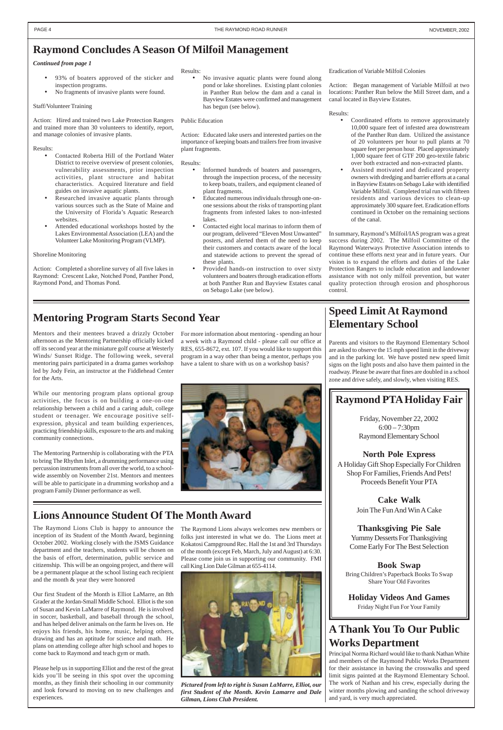## Raymond Concludes A Season Of Milfoil Management

***Continued from page 1***

- 93% of boaters approved of the sticker and inspection programs.
- No fragments of invasive plants were found.

Staff/Volunteer Training

Action: Hired and trained two Lake Protection Rangers and trained more than 30 volunteers to identify, report, and manage colonies of invasive plants.

Results:

- Contacted Roberta Hill of the Portland Water District to receive overview of present colonies, vulnerability assessments, prior inspection activities, plant structure and habitat characteristics. Acquired literature and field guides on invasive aquatic plants.
- Researched invasive aquatic plants through various sources such as the State of Maine and the University of Florida's Aquatic Research websites.
- Attended educational workshops hosted by the Lakes Environmental Association (LEA) and the Volunteer Lake Monitoring Program (VLMP).

Shoreline Monitoring

Action: Completed a shoreline survey of all five lakes in Raymond: Crescent Lake, Notched Pond, Panther Pond, Raymond Pond, and Thomas Pond.

Results:

- No invasive aquatic plants were found along pond or lake shorelines. Existing plant colonies in Panther Run below the dam and a canal in Bayview Estates were confirmed and management has begun (see below).

Public Education

Action: Educated lake users and interested parties on the importance of keeping boats and trailers free from invasive plant fragments.

Results:

- Informed hundreds of boaters and passengers, through the inspection process, of the necessity to keep boats, trailers, and equipment cleaned of plant fragments.
- Educated numerous individuals through one-on-one sessions about the risks of transporting plant fragments from infested lakes to non-infested lakes.
- Contacted eight local marinas to inform them of our program, delivered "Eleven Most Unwanted" posters, and alerted them of the need to keep their customers and contacts aware of the local and statewide actions to prevent the spread of these plants.
- Provided hands-on instruction to over sixty volunteers and boaters through eradication efforts at both Panther Run and Bayview Estates canal on Sebago Lake (see below).

Eradication of Variable Milfoil Colonies

Action: Began management of Variable Milfoil at two locations: Panther Run below the Mill Street dam, and a canal located in Bayview Estates.

Results:

- Coordinated efforts to remove approximately 10,000 square feet of infested area downstream of the Panther Run dam. Utilized the assistance of 20 volunteers per hour to pull plants at 70 square feet per person hour. Placed approximately 1,000 square feet of GTF 200 geo-textile fabric over both extracted and non-extracted plants.
- Assisted motivated and dedicated property owners with dredging and barrier efforts at a canal in Bayview Estates on Sebago Lake with identified Variable Milfoil. Completed trial run with fifteen residents and various devices to clean-up approximately 300 square feet. Eradication efforts continued in October on the remaining sections of the canal.

In summary, Raymond's Milfoil/IAS program was a great success during 2002. The Milfoil Committee of the Raymond Waterways Protective Association intends to continue these efforts next year and in future years. Our vision is to expand the efforts and duties of the Lake Protection Rangers to include education and landowner assistance with not only milfoil prevention, but water quality protection through erosion and phosphorous control.

## Mentoring Program Starts Second Year

Mentors and their mentees braved a drizzly October afternoon as the Mentoring Partnership officially kicked off its second year at the miniature golf course at Westerly Winds/ Sunset Ridge. The following week, several mentoring pairs participated in a drama games workshop led by Jody Fein, an instructor at the Fiddlehead Center for the Arts.

While our mentoring program plans optional group activities, the focus is on building a one-on-one relationship between a child and a caring adult, college student or teenager. We encourage positive self-expression, physical and team building experiences, practicing friendship skills, exposure to the arts and making community connections.

The Mentoring Partnership is collaborating with the PTA to bring The Rhythm Inlet, a drumming performance using percussion instruments from all over the world, to a school-wide assembly on November 21st. Mentors and mentees will be able to participate in a drumming workshop and a program Family Dinner performance as well.

For more information about mentoring - spending an hour a week with a Raymond child - please call our office at RES, 655-8672, ext. 107. If you would like to support this program in a way other than being a mentor, perhaps you have a talent to share with us on a workshop basis?

## Speed Limit At Raymond Elementary School

Parents and visitors to the Raymond Elementary School are asked to observe the 15 mph speed limit in the driveway and in the parking lot. We have posted new speed limit signs on the light posts and also have them painted in the roadway. Please be aware that fines are doubled in a school zone and drive safely, and slowly, when visiting RES.

## Raymond PTA Holiday Fair

Friday, November 22, 2002
6:00 – 7:30pm
Raymond Elementary School

**North Pole Express**
A Holiday Gift Shop Especially For Children
Shop For Families, Friends And Pets!
Proceeds Benefit Your PTA

**Cake Walk**
Join The Fun And Win A Cake

**Thanksgiving Pie Sale**
Yummy Desserts For Thanksgiving
Come Early For The Best Selection

**Book Swap**
Bring Children's Paperback Books To Swap
Share Your Old Favorites

**Holiday Videos And Games**
Friday Night Fun For Your Family

## Lions Announce Student Of The Month Award

The Raymond Lions Club is happy to announce the inception of its Student of the Month Award, beginning October 2002. Working closely with the JSMS Guidance department and the teachers, students will be chosen on the basis of effort, determination, public service and citizenship. This will be an ongoing project, and there will be a permanent plaque at the school listing each recipient and the month & year they were honored

Our first Student of the Month is Elliot LaMarre, an 8th Grader at the Jordan-Small Middle School. Elliot is the son of Susan and Kevin LaMarre of Raymond. He is involved in soccer, basketball, and baseball through the school, and has helped deliver animals on the farm he lives on. He enjoys his friends, his home, music, helping others, drawing and has an aptitude for science and math. He plans on attending college after high school and hopes to come back to Raymond and teach gym or math.

Please help us in supporting Elliot and the rest of the great kids you'll be seeing in this spot over the upcoming months, as they finish their schooling in our community and look forward to moving on to new challenges and experiences.

The Raymond Lions always welcomes new members or folks just interested in what we do. The Lions meet at Kokatosi Campground Rec. Hall the 1st and 3rd Thursdays of the month (except Feb, March, July and August) at 6:30. Please come join us in supporting our community. FMI call King Lion Dale Gilman at 655-4114.

***Pictured from left to right is Susan LaMarre, Elliot, our first Student of the Month. Kevin Lamarre and Dale Gilman, Lions Club President.***

## A Thank You To Our Public Works Department

Principal Norma Richard would like to thank Nathan White and members of the Raymond Public Works Department for their assistance in having the crosswalks and speed limit signs painted at the Raymond Elementary School. The work of Nathan and his crew, especially during the winter months plowing and sanding the school driveway and yard, is very much appreciated.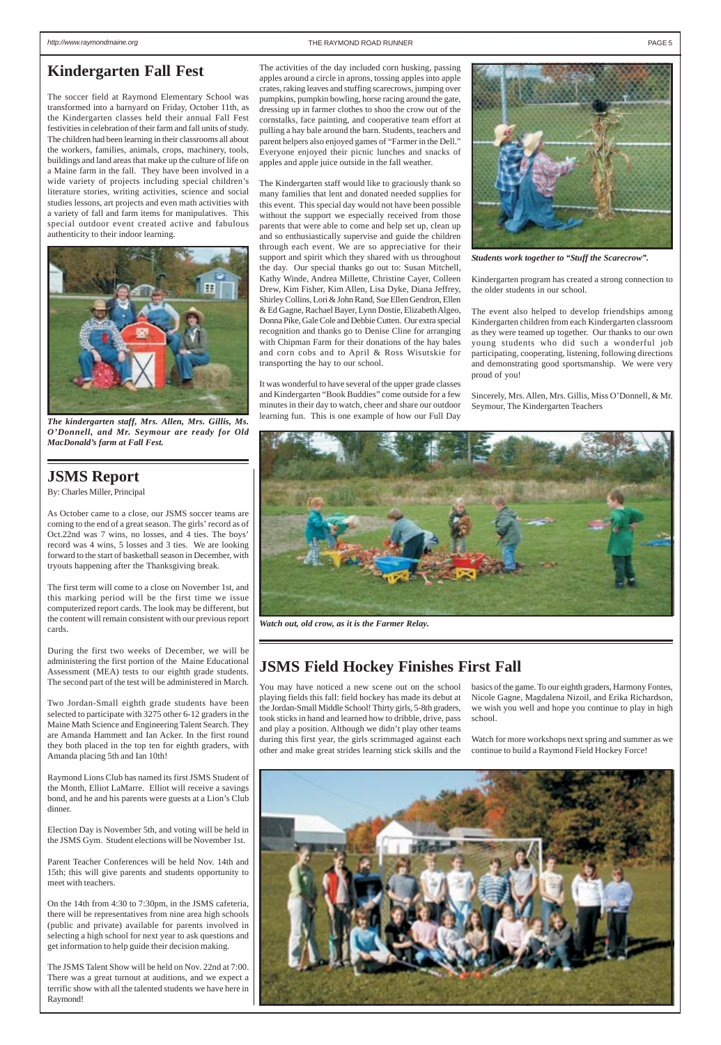## Kindergarten Fall Fest

The soccer field at Raymond Elementary School was transformed into a barnyard on Friday, October 11th, as the Kindergarten classes held their annual Fall Fest festivities in celebration of their farm and fall units of study. The children had been learning in their classrooms all about the workers, families, animals, crops, machinery, tools, buildings and land areas that make up the culture of life on a Maine farm in the fall. They have been involved in a wide variety of projects including special children's literature stories, writing activities, science and social studies lessons, art projects and even math activities with a variety of fall and farm items for manipulatives. This special outdoor event created active and fabulous authenticity to their indoor learning.

*The kindergarten staff, Mrs. Allen, Mrs. Gillis, Ms. O'Donnell, and Mr. Seymour are ready for Old MacDonald's farm at Fall Fest.*

The activities of the day included corn husking, passing apples around a circle in aprons, tossing apples into apple crates, raking leaves and stuffing scarecrows, jumping over pumpkins, pumpkin bowling, horse racing around the gate, dressing up in farmer clothes to shoo the crow out of the cornstalks, face painting, and cooperative team effort at pulling a hay bale around the barn. Students, teachers and parent helpers also enjoyed games of "Farmer in the Dell." Everyone enjoyed their picnic lunches and snacks of apples and apple juice outside in the fall weather.

The Kindergarten staff would like to graciously thank so many families that lent and donated needed supplies for this event. This special day would not have been possible without the support we especially received from those parents that were able to come and help set up, clean up and so enthusiastically supervise and guide the children through each event. We are so appreciative for their support and spirit which they shared with us throughout the day. Our special thanks go out to: Susan Mitchell, Kathy Winde, Andrea Millette, Christine Cayer, Colleen Drew, Kim Fisher, Kim Allen, Lisa Dyke, Diana Jeffrey, Shirley Collins, Lori & John Rand, Sue Ellen Gendron, Ellen & Ed Gagne, Rachael Bayer, Lynn Dostie, Elizabeth Algeo, Donna Pike, Gale Cole and Debbie Cutten. Our extra special recognition and thanks go to Denise Cline for arranging with Chipman Farm for their donations of the hay bales and corn cobs and to April & Ross Wisutskie for transporting the hay to our school.

It was wonderful to have several of the upper grade classes and Kindergarten "Book Buddies" come outside for a few minutes in their day to watch, cheer and share our outdoor learning fun. This is one example of how our Full Day Kindergarten program has created a strong connection to the older students in our school.

*Students work together to "Stuff the Scarecrow".*

The event also helped to develop friendships among Kindergarten children from each Kindergarten classroom as they were teamed up together. Our thanks to our own young students who did such a wonderful job participating, cooperating, listening, following directions and demonstrating good sportsmanship. We were very proud of you!

Sincerely, Mrs. Allen, Mrs. Gillis, Miss O'Donnell, & Mr. Seymour, The Kindergarten Teachers

*Watch out, old crow, as it is the Farmer Relay.*

## JSMS Report

By: Charles Miller, Principal

As October came to a close, our JSMS soccer teams are coming to the end of a great season. The girls' record as of Oct.22nd was 7 wins, no losses, and 4 ties. The boys' record was 4 wins, 5 losses and 3 ties. We are looking forward to the start of basketball season in December, with tryouts happening after the Thanksgiving break.

The first term will come to a close on November 1st, and this marking period will be the first time we issue computerized report cards. The look may be different, but the content will remain consistent with our previous report cards.

During the first two weeks of December, we will be administering the first portion of the Maine Educational Assessment (MEA) tests to our eighth grade students. The second part of the test will be administered in March.

Two Jordan-Small eighth grade students have been selected to participate with 3275 other 6-12 graders in the Maine Math Science and Engineering Talent Search. They are Amanda Hammett and Ian Acker. In the first round they both placed in the top ten for eighth graders, with Amanda placing 5th and Ian 10th!

Raymond Lions Club has named its first JSMS Student of the Month, Elliot LaMarre. Elliot will receive a savings bond, and he and his parents were guests at a Lion's Club dinner.

Election Day is November 5th, and voting will be held in the JSMS Gym. Student elections will be November 1st.

Parent Teacher Conferences will be held Nov. 14th and 15th; this will give parents and students opportunity to meet with teachers.

On the 14th from 4:30 to 7:30pm, in the JSMS cafeteria, there will be representatives from nine area high schools (public and private) available for parents involved in selecting a high school for next year to ask questions and get information to help guide their decision making.

The JSMS Talent Show will be held on Nov. 22nd at 7:00. There was a great turnout at auditions, and we expect a terrific show with all the talented students we have here in Raymond!

## JSMS Field Hockey Finishes First Fall

You may have noticed a new scene out on the school playing fields this fall: field hockey has made its debut at the Jordan-Small Middle School! Thirty girls, 5-8th graders, took sticks in hand and learned how to dribble, drive, pass and play a position. Although we didn't play other teams during this first year, the girls scrimmaged against each other and make great strides learning stick skills and the basics of the game. To our eighth graders, Harmony Fontes, Nicole Gagne, Magdalena Nizoil, and Erika Richardson, we wish you well and hope you continue to play in high school.

Watch for more workshops next spring and summer as we continue to build a Raymond Field Hockey Force!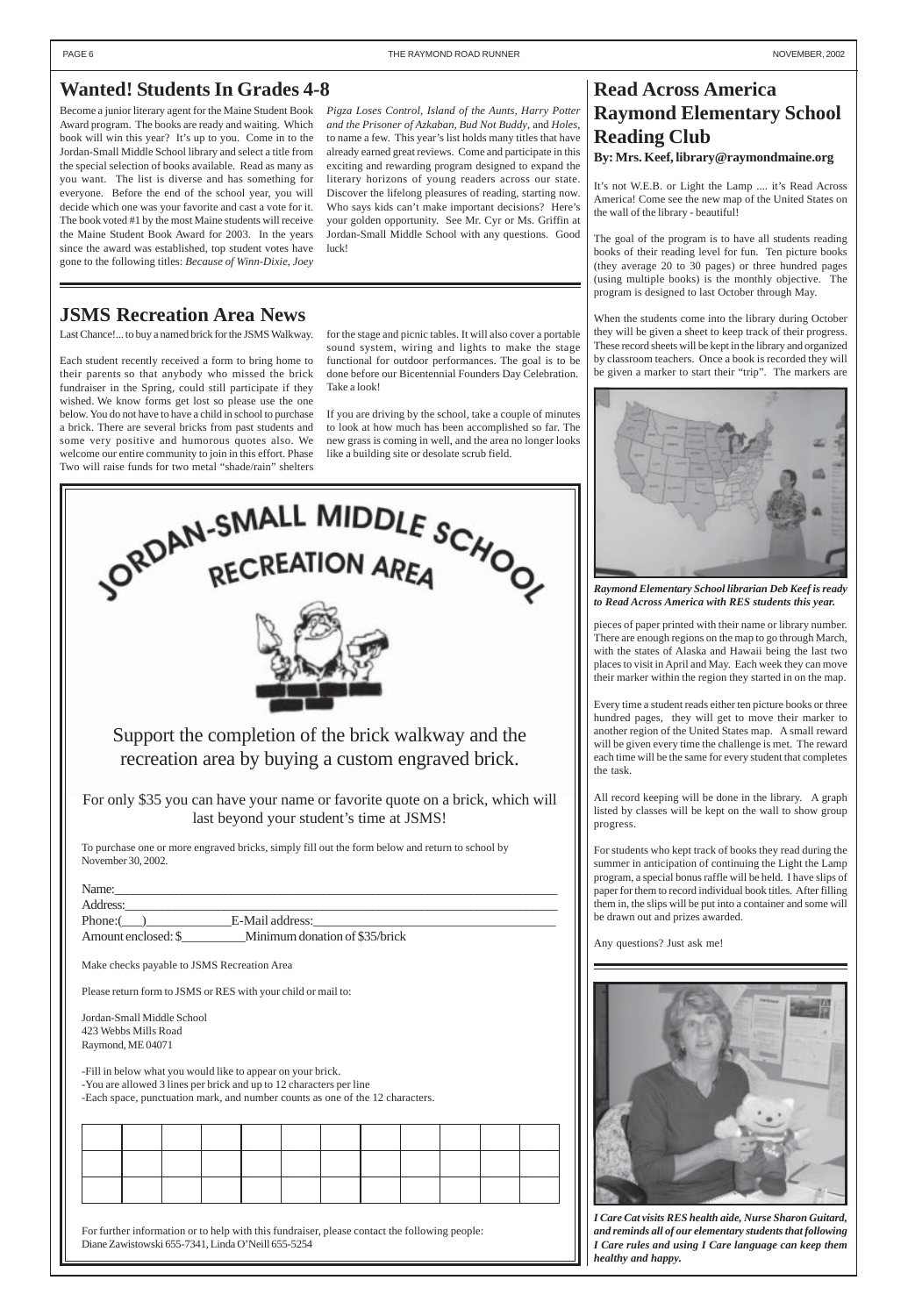## Wanted! Students In Grades 4-8

Become a junior literary agent for the Maine Student Book Award program. The books are ready and waiting. Which book will win this year? It's up to you. Come in to the Jordan-Small Middle School library and select a title from the special selection of books available. Read as many as you want. The list is diverse and has something for everyone. Before the end of the school year, you will decide which one was your favorite and cast a vote for it. The book voted #1 by the most Maine students will receive the Maine Student Book Award for 2003. In the years since the award was established, top student votes have gone to the following titles: *Because of Winn-Dixie, Joey Pigza Loses Control, Island of the Aunts, Harry Potter and the Prisoner of Azkaban, Bud Not Buddy*, and *Holes*, to name a few. This year's list holds many titles that have already earned great reviews. Come and participate in this exciting and rewarding program designed to expand the literary horizons of young readers across our state. Discover the lifelong pleasures of reading, starting now. Who says kids can't make important decisions? Here's your golden opportunity. See Mr. Cyr or Ms. Griffin at Jordan-Small Middle School with any questions. Good luck!

## JSMS Recreation Area News

Last Chance!... to buy a named brick for the JSMS Walkway.

Each student recently received a form to bring home to their parents so that anybody who missed the brick fundraiser in the Spring, could still participate if they wished. We know forms get lost so please use the one below. You do not have to have a child in school to purchase a brick. There are several bricks from past students and some very positive and humorous quotes also. We welcome our entire community to join in this effort. Phase Two will raise funds for two metal "shade/rain" shelters for the stage and picnic tables. It will also cover a portable sound system, wiring and lights to make the stage functional for outdoor performances. The goal is to be done before our Bicentennial Founders Day Celebration. Take a look!

If you are driving by the school, take a couple of minutes to look at how much has been accomplished so far. The new grass is coming in well, and the area no longer looks like a building site or desolate scrub field.

### JORDAN-SMALL MIDDLE SCHOOL RECREATION AREA

Support the completion of the brick walkway and the recreation area by buying a custom engraved brick.

For only $35 you can have your name or favorite quote on a brick, which will last beyond your student's time at JSMS!

To purchase one or more engraved bricks, simply fill out the form below and return to school by November 30, 2002.

Name:\_\_\_\_\_\_\_\_\_\_\_\_\_\_\_\_\_\_\_\_\_\_\_\_\_\_\_\_\_\_\_\_\_\_\_\_\_\_\_\_
Address:\_\_\_\_\_\_\_\_\_\_\_\_\_\_\_\_\_\_\_\_\_\_\_\_\_\_\_\_\_\_\_\_\_\_\_\_\_\_
Phone:(\_\_\_)\_\_\_\_\_\_\_\_\_\_\_\_E-Mail address:\_\_\_\_\_\_\_\_\_\_\_\_\_\_\_\_\_\_\_\_
Amount enclosed: $\_\_\_\_\_\_\_\_\_\_Minimum donation of $35/brick

Make checks payable to JSMS Recreation Area

Please return form to JSMS or RES with your child or mail to:

Jordan-Small Middle School
423 Webbs Mills Road
Raymond, ME 04071

-Fill in below what you would like to appear on your brick.
-You are allowed 3 lines per brick and up to 12 characters per line
-Each space, punctuation mark, and number counts as one of the 12 characters.

| | | | | | | | | | | | |
|---|---|---|---|---|---|---|---|---|---|---|---|
| | | | | | | | | | | | |
| | | | | | | | | | | | |
| | | | | | | | | | | | |

For further information or to help with this fundraiser, please contact the following people:
Diane Zawistowski 655-7341, Linda O'Neill 655-5254

## Read Across America Raymond Elementary School Reading Club

**By: Mrs. Keef, library@raymondmaine.org**

It's not W.E.B. or Light the Lamp .... it's Read Across America! Come see the new map of the United States on the wall of the library - beautiful!

The goal of the program is to have all students reading books of their reading level for fun. Ten picture books (they average 20 to 30 pages) or three hundred pages (using multiple books) is the monthly objective. The program is designed to last October through May.

When the students come into the library during October they will be given a sheet to keep track of their progress. These record sheets will be kept in the library and organized by classroom teachers. Once a book is recorded they will be given a marker to start their "trip". The markers are pieces of paper printed with their name or library number. There are enough regions on the map to go through March, with the states of Alaska and Hawaii being the last two places to visit in April and May. Each week they can move their marker within the region they started in on the map.

***Raymond Elementary School librarian Deb Keef is ready to Read Across America with RES students this year.***

Every time a student reads either ten picture books or three hundred pages, they will get to move their marker to another region of the United States map. A small reward will be given every time the challenge is met. The reward each time will be the same for every student that completes the task.

All record keeping will be done in the library. A graph listed by classes will be kept on the wall to show group progress.

For students who kept track of books they read during the summer in anticipation of continuing the Light the Lamp program, a special bonus raffle will be held. I have slips of paper for them to record individual book titles. After filling them in, the slips will be put into a container and some will be drawn out and prizes awarded.

Any questions? Just ask me!

***I Care Cat visits RES health aide, Nurse Sharon Guitard, and reminds all of our elementary students that following I Care rules and using I Care language can keep them healthy and happy.***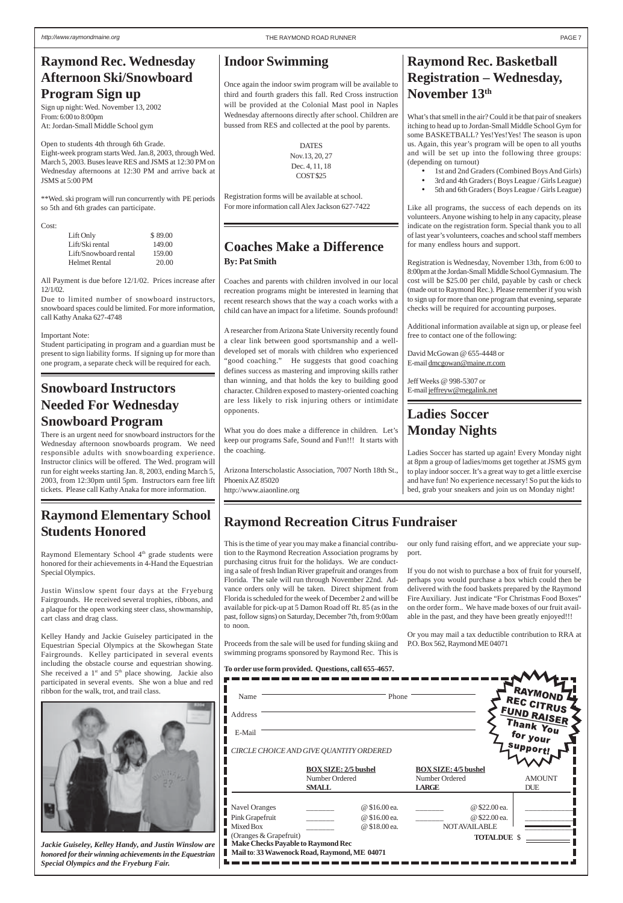# Raymond Rec. Wednesday Afternoon Ski/Snowboard Program Sign up

Sign up night: Wed. November 13, 2002
From: 6:00 to 8:00pm
At: Jordan-Small Middle School gym

Open to students 4th through 6th Grade.
Eight-week program starts Wed. Jan.8, 2003, through Wed. March 5, 2003. Buses leave RES and JSMS at 12:30 PM on Wednesday afternoons at 12:30 PM and arrive back at JSMS at 5:00 PM

**Wed. ski program will run concurrently with PE periods so 5th and 6th grades can participate.

Cost:

| | |
|---|---|
| Lift Only | $ 89.00 |
| Lift/Ski rental | 149.00 |
| Lift/Snowboard rental | 159.00 |
| Helmet Rental | 20.00 |

All Payment is due before 12/1/02. Prices increase after 12/1/02.
Due to limited number of snowboard instructors, snowboard spaces could be limited. For more information, call Kathy Anaka 627-4748

Important Note:
Student participating in program and a guardian must be present to sign liability forms. If signing up for more than one program, a separate check will be required for each.

# Snowboard Instructors Needed For Wednesday Snowboard Program

There is an urgent need for snowboard instructors for the Wednesday afternoon snowboards program. We need responsible adults with snowboarding experience. Instructor clinics will be offered. The Wed. program will run for eight weeks starting Jan. 8, 2003, ending March 5, 2003, from 12:30pm until 5pm. Instructors earn free lift tickets. Please call Kathy Anaka for more information.

# Raymond Elementary School Students Honored

Raymond Elementary School 4th grade students were honored for their achievements in 4-Hand the Equestrian Special Olympics.

Justin Winslow spent four days at the Fryeburg Fairgrounds. He received several trophies, ribbons, and a plaque for the open working steer class, showmanship, cart class and drag class.

Kelley Handy and Jackie Guiseley participated in the Equestrian Special Olympics at the Skowhegan State Fairgrounds. Kelley participated in several events including the obstacle course and equestrian showing. She received a 1st and 5th place showing. Jackie also participated in several events. She won a blue and red ribbon for the walk, trot, and trail class.

*Jackie Guiseley, Kelley Handy, and Justin Winslow are honored for their winning achievements in the Equestrian Special Olympics and the Fryeburg Fair.*

# Indoor Swimming

Once again the indoor swim program will be available to third and fourth graders this fall. Red Cross instruction will be provided at the Colonial Mast pool in Naples Wednesday afternoons directly after school. Children are bussed from RES and collected at the pool by parents.

DATES
Nov.13, 20, 27
Dec. 4, 11, 18
COST $25

Registration forms will be available at school.
For more information call Alex Jackson 627-7422

# Coaches Make a Difference

**By: Pat Smith**

Coaches and parents with children involved in our local recreation programs might be interested in learning that recent research shows that the way a coach works with a child can have an impact for a lifetime. Sounds profound!

A researcher from Arizona State University recently found a clear link between good sportsmanship and a well-developed set of morals with children who experienced "good coaching." He suggests that good coaching defines success as mastering and improving skills rather than winning, and that holds the key to building good character. Children exposed to mastery-oriented coaching are less likely to risk injuring others or intimidate opponents.

What you do does make a difference in children. Let's keep our programs Safe, Sound and Fun!!! It starts with the coaching.

Arizona Interscholastic Association, 7007 North 18th St., Phoenix AZ 85020
http://www.aiaonline.org

# Raymond Rec. Basketball Registration – Wednesday, November 13th

What's that smell in the air? Could it be that pair of sneakers itching to head up to Jordan-Small Middle School Gym for some BASKETBALL? Yes!Yes!Yes! The season is upon us. Again, this year's program will be open to all youths and will be set up into the following three groups: (depending on turnout)

- 1st and 2nd Graders (Combined Boys And Girls)
- 3rd and 4th Graders ( Boys League / Girls League)
- 5th and 6th Graders ( Boys League / Girls League)

Like all programs, the success of each depends on its volunteers. Anyone wishing to help in any capacity, please indicate on the registration form. Special thank you to all of last year's volunteers, coaches and school staff members for many endless hours and support.

Registration is Wednesday, November 13th, from 6:00 to 8:00pm at the Jordan-Small Middle School Gymnasium. The cost will be $25.00 per child, payable by cash or check (made out to Raymond Rec.). Please remember if you wish to sign up for more than one program that evening, separate checks will be required for accounting purposes.

Additional information available at sign up, or please feel free to contact one of the following:

David McGowan @ 655-4448 or
E-mail dmcgowan@maine.rr.com

Jeff Weeks @ 998-5307 or
E-mail jeffreyw@megalink.net

# Ladies Soccer Monday Nights

Ladies Soccer has started up again! Every Monday night at 8pm a group of ladies/moms get together at JSMS gym to play indoor soccer. It's a great way to get a little exercise and have fun! No experience necessary! So put the kids to bed, grab your sneakers and join us on Monday night!

# Raymond Recreation Citrus Fundraiser

This is the time of year you may make a financial contribution to the Raymond Recreation Association programs by purchasing citrus fruit for the holidays. We are conducting a sale of fresh Indian River grapefruit and oranges from Florida. The sale will run through November 22nd. Advance orders only will be taken. Direct shipment from Florida is scheduled for the week of December 2 and will be available for pick-up at 5 Damon Road off Rt. 85 (as in the past, follow signs) on Saturday, December 7th, from 9:00am to noon.

Proceeds from the sale will be used for funding skiing and swimming programs sponsored by Raymond Rec. This is our only fund raising effort, and we appreciate your support.

If you do not wish to purchase a box of fruit for yourself, perhaps you would purchase a box which could then be delivered with the food baskets prepared by the Raymond Fire Auxiliary. Just indicate "For Christmas Food Boxes" on the order form.. We have made boxes of our fruit available in the past, and they have been greatly enjoyed!!!

Or you may mail a tax deductible contribution to RRA at P.O. Box 562, Raymond ME 04071

**To order use form provided. Questions, call 655-4657.**

RAYMOND REC CITRUS FUND RAISER — Thank You for your Support!

Name ____________ Phone ____________

Address ____________

E-Mail ____________

*CIRCLE CHOICE AND GIVE QUANTITY ORDERED*

| | BOX SIZE: 2/5 bushel Number Ordered SMALL | | BOX SIZE: 4/5 bushel Number Ordered LARGE | | AMOUNT DUE |
|---|---|---|---|---|---|
| Navel Oranges | _______ | @ $16.00 ea. | _______ | @ $22.00 ea. | ________ |
| Pink Grapefruit | _______ | @ $16.00 ea. | _______ | @ $22.00 ea. | ________ |
| Mixed Box (Oranges & Grapefruit) | _______ | @ $18.00 ea. | NOT AVAILABLE | | ________ |
| | | | | **TOTAL DUE** $ | ________ |

**Make Checks Payable to Raymond Rec**
**Mail to: 33 Wawenock Road, Raymond, ME 04071**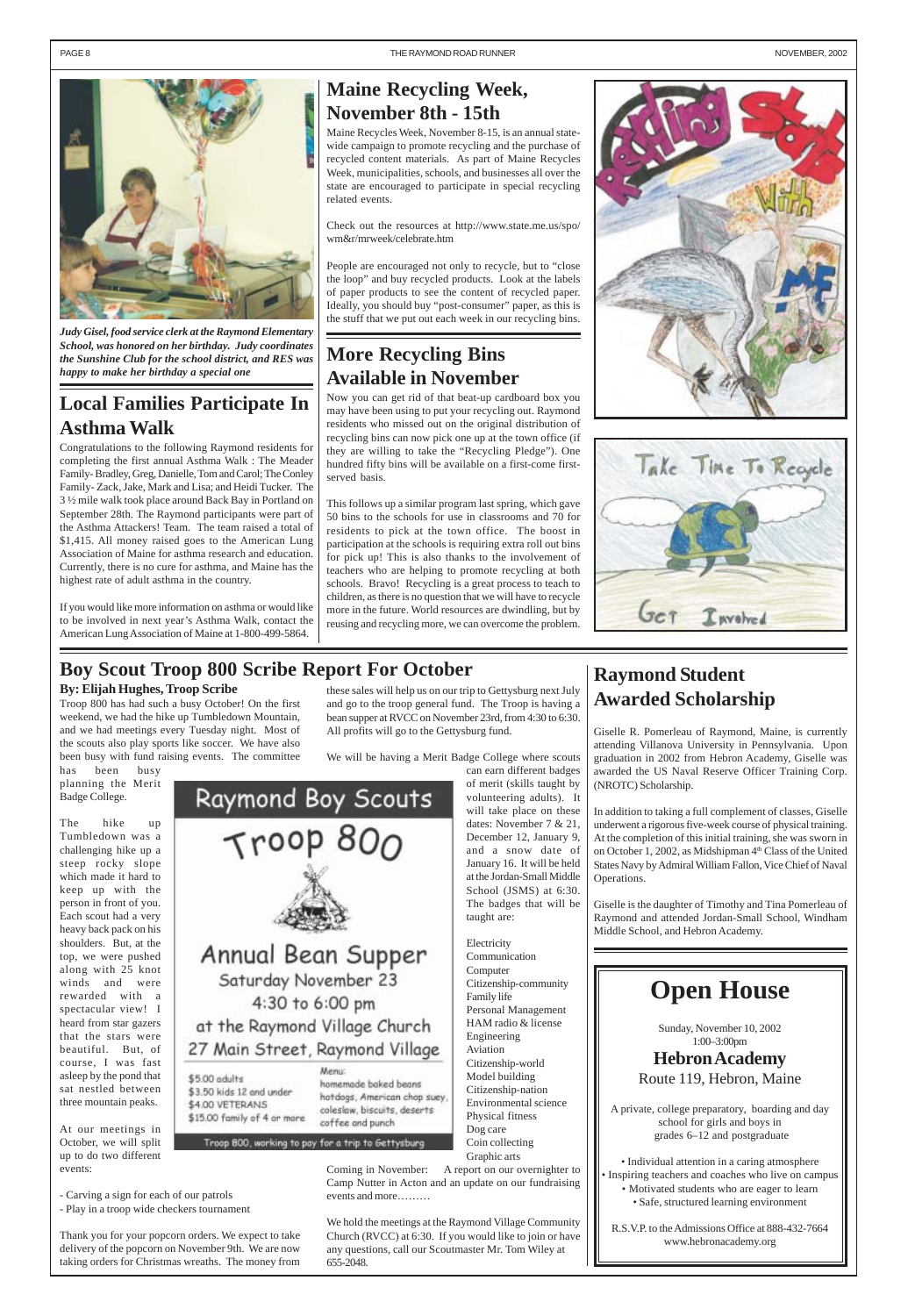*Judy Gisel, food service clerk at the Raymond Elementary School, was honored on her birthday. Judy coordinates the Sunshine Club for the school district, and RES was happy to make her birthday a special one*

## Local Families Participate In Asthma Walk

Congratulations to the following Raymond residents for completing the first annual Asthma Walk : The Meader Family- Bradley, Greg, Danielle, Tom and Carol; The Conley Family- Zack, Jake, Mark and Lisa; and Heidi Tucker. The 3 ½ mile walk took place around Back Bay in Portland on September 28th. The Raymond participants were part of the Asthma Attackers! Team. The team raised a total of $1,415. All money raised goes to the American Lung Association of Maine for asthma research and education. Currently, there is no cure for asthma, and Maine has the highest rate of adult asthma in the country.

If you would like more information on asthma or would like to be involved in next year's Asthma Walk, contact the American Lung Association of Maine at 1-800-499-5864.

## Maine Recycling Week, November 8th - 15th

Maine Recycles Week, November 8-15, is an annual statewide campaign to promote recycling and the purchase of recycled content materials. As part of Maine Recycles Week, municipalities, schools, and businesses all over the state are encouraged to participate in special recycling related events.

Check out the resources at http://www.state.me.us/spo/wm&r/mrweek/celebrate.htm

People are encouraged not only to recycle, but to "close the loop" and buy recycled products. Look at the labels of paper products to see the content of recycled paper. Ideally, you should buy "post-consumer" paper, as this is the stuff that we put out each week in our recycling bins.

## More Recycling Bins Available in November

Now you can get rid of that beat-up cardboard box you may have been using to put your recycling out. Raymond residents who missed out on the original distribution of recycling bins can now pick one up at the town office (if they are willing to take the "Recycling Pledge"). One hundred fifty bins will be available on a first-come first-served basis.

This follows up a similar program last spring, which gave 50 bins to the schools for use in classrooms and 70 for residents to pick at the town office. The boost in participation at the schools is requiring extra roll out bins for pick up! This is also thanks to the involvement of teachers who are helping to promote recycling at both schools. Bravo! Recycling is a great process to teach to children, as there is no question that we will have to recycle more in the future. World resources are dwindling, but by reusing and recycling more, we can overcome the problem.

Recycling Start With ME

Take Time To Recycle

Get Involved

## Boy Scout Troop 800 Scribe Report For October

**By: Elijah Hughes, Troop Scribe**

Troop 800 has had such a busy October! On the first weekend, we had the hike up Tumbledown Mountain, and we had meetings every Tuesday night. Most of the scouts also play sports like soccer. We have also been busy with fund raising events. The committee has been busy planning the Merit Badge College.

The hike up Tumbledown was a challenging hike up a steep rocky slope which made it hard to keep up with the person in front of you. Each scout had a very heavy back pack on his shoulders. But, at the top, we were pushed along with 25 knot winds and were rewarded with a spectacular view! I heard from star gazers that the stars were beautiful. But, of course, I was fast asleep by the pond that sat nestled between three mountain peaks.

At our meetings in October, we will split up to do two different events:

- Carving a sign for each of our patrols
- Play in a troop wide checkers tournament

Thank you for your popcorn orders. We expect to take delivery of the popcorn on November 9th. We are now taking orders for Christmas wreaths. The money from these sales will help us on our trip to Gettysburg next July and go to the troop general fund. The Troop is having a bean supper at RVCC on November 23rd, from 4:30 to 6:30. All profits will go to the Gettysburg fund.

We will be having a Merit Badge College where scouts can earn different badges of merit (skills taught by volunteering adults). It will take place on these dates: November 7 & 21, December 12, January 9, and a snow date of January 16. It will be held at the Jordan-Small Middle School (JSMS) at 6:30. The badges that will be taught are:

Electricity
Communication
Computer
Citizenship-community
Family life
Personal Management
HAM radio & license
Engineering
Aviation
Citizenship-world
Model building
Citizenship-nation
Environmental science
Physical fitness
Dog care
Coin collecting
Graphic arts

Coming in November: A report on our overnighter to Camp Nutter in Acton and an update on our fundraising events and more………

We hold the meetings at the Raymond Village Community Church (RVCC) at 6:30. If you would like to join or have any questions, call our Scoutmaster Mr. Tom Wiley at 655-2048.

**Raymond Boy Scouts**
**Troop 800**

**Annual Bean Supper**
Saturday November 23
4:30 to 6:00 pm
at the Raymond Village Church
27 Main Street, Raymond Village

$5.00 adults
$3.50 kids 12 and under
$4.00 VETERANS
$15.00 family of 4 or more

Menu:
homemade baked beans
hotdogs, American chop suey,
coleslaw, biscuits, deserts
coffee and punch

Troop 800, working to pay for a trip to Gettysburg

## Raymond Student Awarded Scholarship

Giselle R. Pomerleau of Raymond, Maine, is currently attending Villanova University in Pennsylvania. Upon graduation in 2002 from Hebron Academy, Giselle was awarded the US Naval Reserve Officer Training Corp. (NROTC) Scholarship.

In addition to taking a full complement of classes, Giselle underwent a rigorous five-week course of physical training. At the completion of this initial training, she was sworn in on October 1, 2002, as Midshipman 4th Class of the United States Navy by Admiral William Fallon, Vice Chief of Naval Operations.

Giselle is the daughter of Timothy and Tina Pomerleau of Raymond and attended Jordan-Small School, Windham Middle School, and Hebron Academy.

# Open House

Sunday, November 10, 2002
1:00–3:00pm

### Hebron Academy

Route 119, Hebron, Maine

A private, college preparatory, boarding and day school for girls and boys in grades 6–12 and postgraduate

- Individual attention in a caring atmosphere
- Inspiring teachers and coaches who live on campus
- Motivated students who are eager to learn
- Safe, structured learning environment

R.S.V.P. to the Admissions Office at 888-432-7664
www.hebronacademy.org